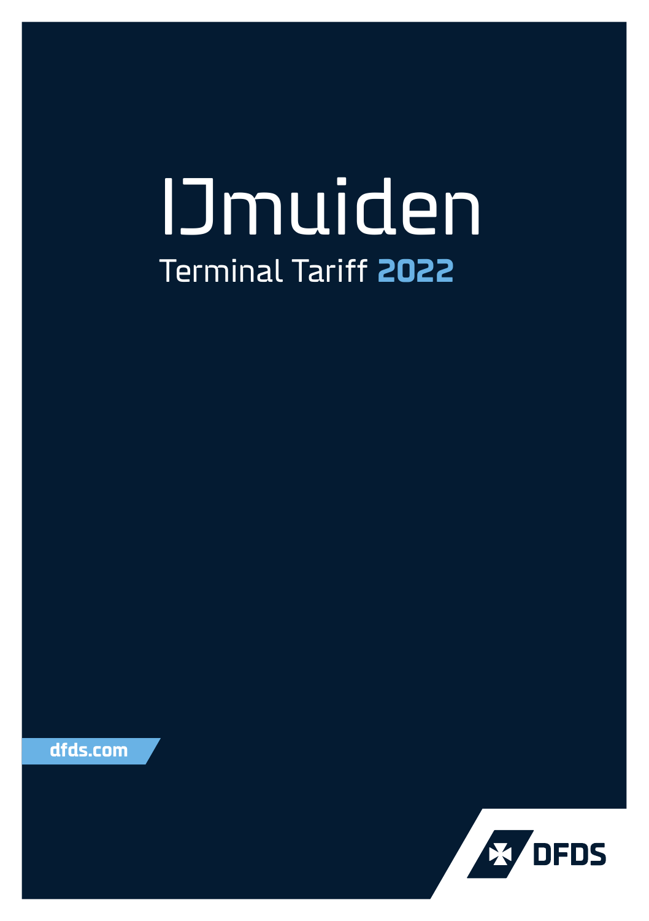# IJmuiden

## Terminal Tariff **2022**

dfds.com

DFDS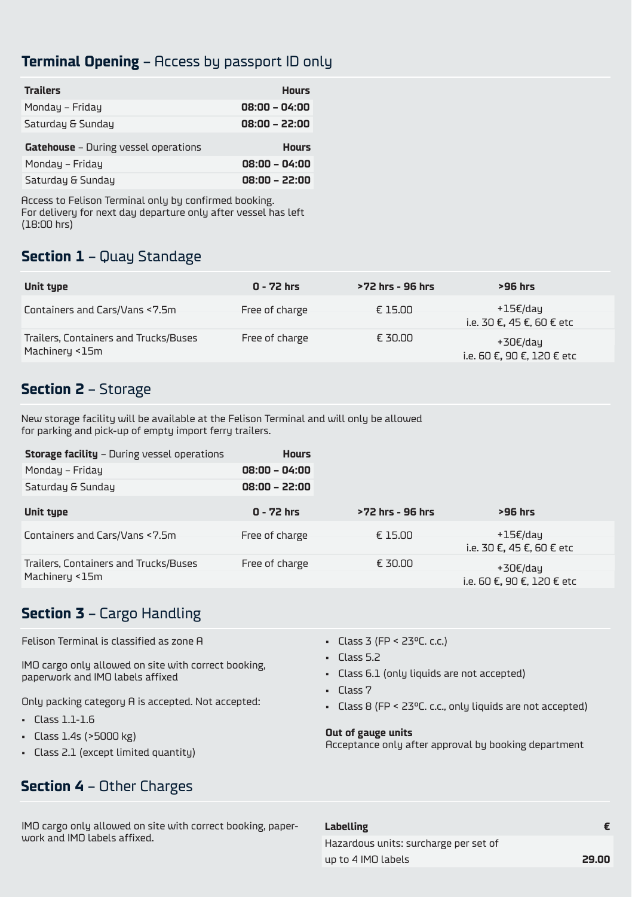## **Terminal Opening** – Access by passport ID only

| **Trailers** | **Hours** |
|---|---|
| Monday – Friday | **08:00 – 04:00** |
| Saturday & Sunday | **08:00 – 22:00** |

| **Gatehouse** – During vessel operations | **Hours** |
|---|---|
| Monday – Friday | **08:00 – 04:00** |
| Saturday & Sunday | **08:00 – 22:00** |

Access to Felison Terminal only by confirmed booking.
For delivery for next day departure only after vessel has left (18:00 hrs)

## **Section 1** – Quay Standage

| Unit type | 0 - 72 hrs | >72 hrs - 96 hrs | >96 hrs |
|---|---|---|---|
| Containers and Cars/Vans <7.5m | Free of charge | € 15.00 | +15€/day i.e. 30 €, 45 €, 60 € etc |
| Trailers, Containers and Trucks/Buses Machinery <15m | Free of charge | € 30.00 | +30€/day i.e. 60 €, 90 €, 120 € etc |

## **Section 2** – Storage

New storage facility will be available at the Felison Terminal and will only be allowed for parking and pick-up of empty import ferry trailers.

| **Storage facility** – During vessel operations | **Hours** |
|---|---|
| Monday – Friday | **08:00 – 04:00** |
| Saturday & Sunday | **08:00 – 22:00** |

| Unit type | 0 - 72 hrs | >72 hrs - 96 hrs | >96 hrs |
|---|---|---|---|
| Containers and Cars/Vans <7.5m | Free of charge | € 15.00 | +15€/day i.e. 30 €, 45 €, 60 € etc |
| Trailers, Containers and Trucks/Buses Machinery <15m | Free of charge | € 30.00 | +30€/day i.e. 60 €, 90 €, 120 € etc |

## **Section 3** – Cargo Handling

Felison Terminal is classified as zone A

IMO cargo only allowed on site with correct booking, paperwork and IMO labels affixed

Only packing category A is accepted. Not accepted:

- Class 1.1-1.6
- Class 1.4s (>5000 kg)
- Class 2.1 (except limited quantity)
- Class 3 (FP < 23°C. c.c.)
- Class 5.2
- Class 6.1 (only liquids are not accepted)
- Class 7
- Class 8 (FP < 23°C. c.c., only liquids are not accepted)

**Out of gauge units**
Acceptance only after approval by booking department

## **Section 4** – Other Charges

IMO cargo only allowed on site with correct booking, paperwork and IMO labels affixed.

| **Labelling** | **€** |
|---|---|
| Hazardous units: surcharge per set of up to 4 IMO labels | **29.00** |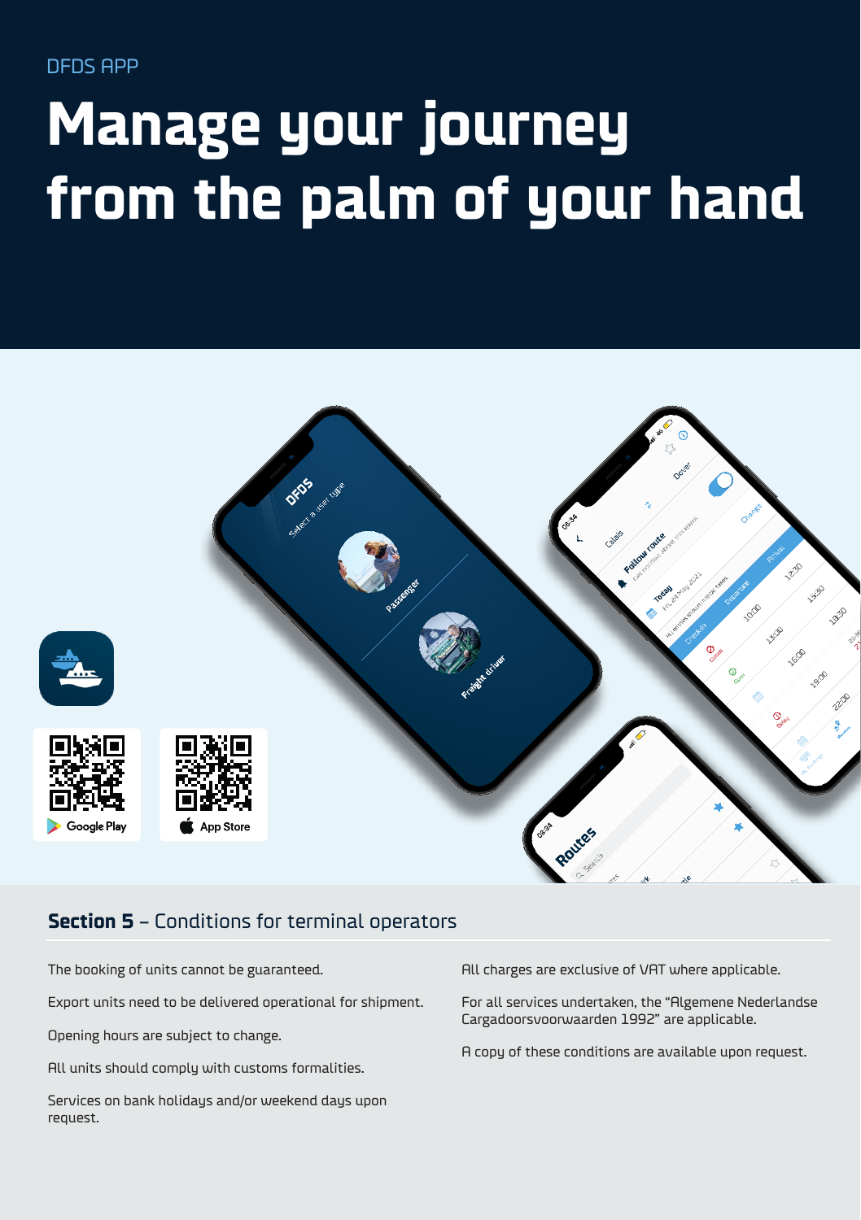DFDS APP

# Manage your journey from the palm of your hand

Google Play

App Store

## Section 5 – Conditions for terminal operators

The booking of units cannot be guaranteed.

Export units need to be delivered operational for shipment.

Opening hours are subject to change.

All units should comply with customs formalities.

Services on bank holidays and/or weekend days upon request.

All charges are exclusive of VAT where applicable.

For all services undertaken, the "Algemene Nederlandse Cargadoorsvoorwaarden 1992" are applicable.

A copy of these conditions are available upon request.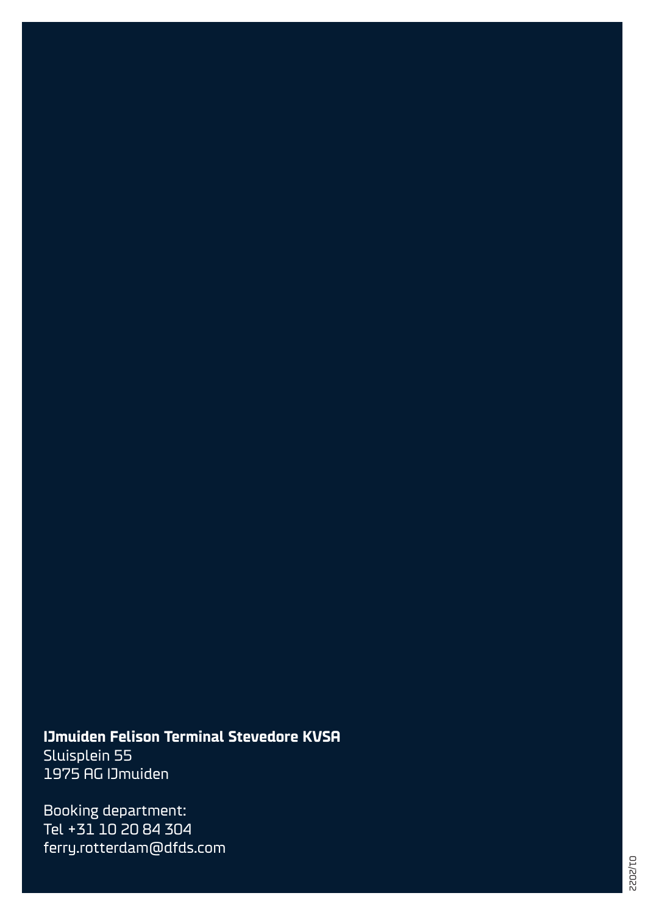**IJmuiden Felison Terminal Stevedore KVSA**
Sluisplein 55
1975 AG IJmuiden

Booking department:
Tel +31 10 20 84 304
ferry.rotterdam@dfds.com

01/2022